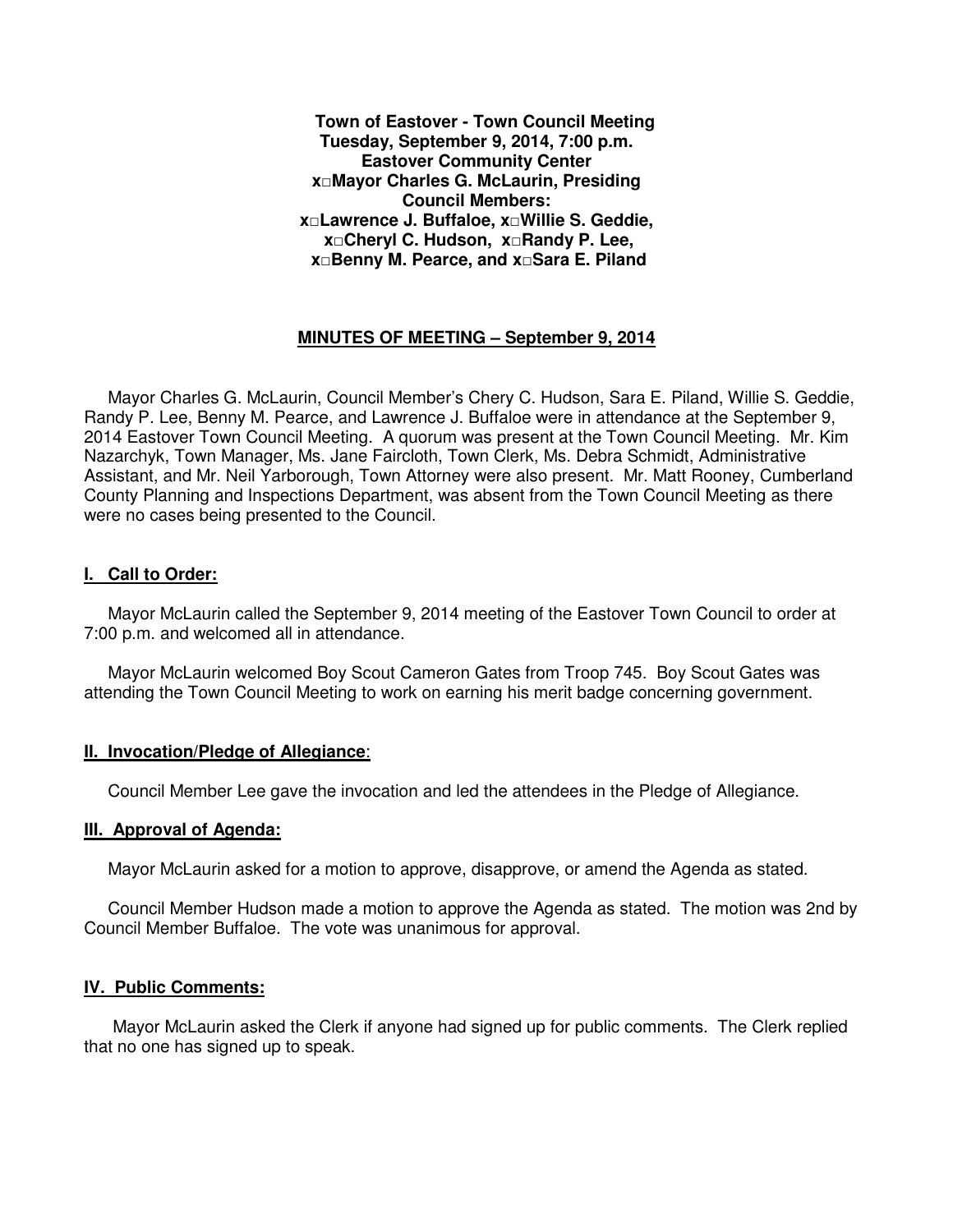**Town of Eastover - Town Council Meeting**
**Tuesday, September 9, 2014, 7:00 p.m.**
**Eastover Community Center**
**x□Mayor Charles G. McLaurin, Presiding**
**Council Members:**
**x□Lawrence J. Buffaloe, x□Willie S. Geddie,**
**x□Cheryl C. Hudson, x□Randy P. Lee,**
**x□Benny M. Pearce, and x□Sara E. Piland**

**MINUTES OF MEETING – September 9, 2014**

Mayor Charles G. McLaurin, Council Member's Chery C. Hudson, Sara E. Piland, Willie S. Geddie, Randy P. Lee, Benny M. Pearce, and Lawrence J. Buffaloe were in attendance at the September 9, 2014 Eastover Town Council Meeting. A quorum was present at the Town Council Meeting. Mr. Kim Nazarchyk, Town Manager, Ms. Jane Faircloth, Town Clerk, Ms. Debra Schmidt, Administrative Assistant, and Mr. Neil Yarborough, Town Attorney were also present. Mr. Matt Rooney, Cumberland County Planning and Inspections Department, was absent from the Town Council Meeting as there were no cases being presented to the Council.

## I. Call to Order:

Mayor McLaurin called the September 9, 2014 meeting of the Eastover Town Council to order at 7:00 p.m. and welcomed all in attendance.

Mayor McLaurin welcomed Boy Scout Cameron Gates from Troop 745. Boy Scout Gates was attending the Town Council Meeting to work on earning his merit badge concerning government.

## II. Invocation/Pledge of Allegiance:

Council Member Lee gave the invocation and led the attendees in the Pledge of Allegiance.

## III. Approval of Agenda:

Mayor McLaurin asked for a motion to approve, disapprove, or amend the Agenda as stated.

Council Member Hudson made a motion to approve the Agenda as stated. The motion was 2nd by Council Member Buffaloe. The vote was unanimous for approval.

## IV. Public Comments:

Mayor McLaurin asked the Clerk if anyone had signed up for public comments. The Clerk replied that no one has signed up to speak.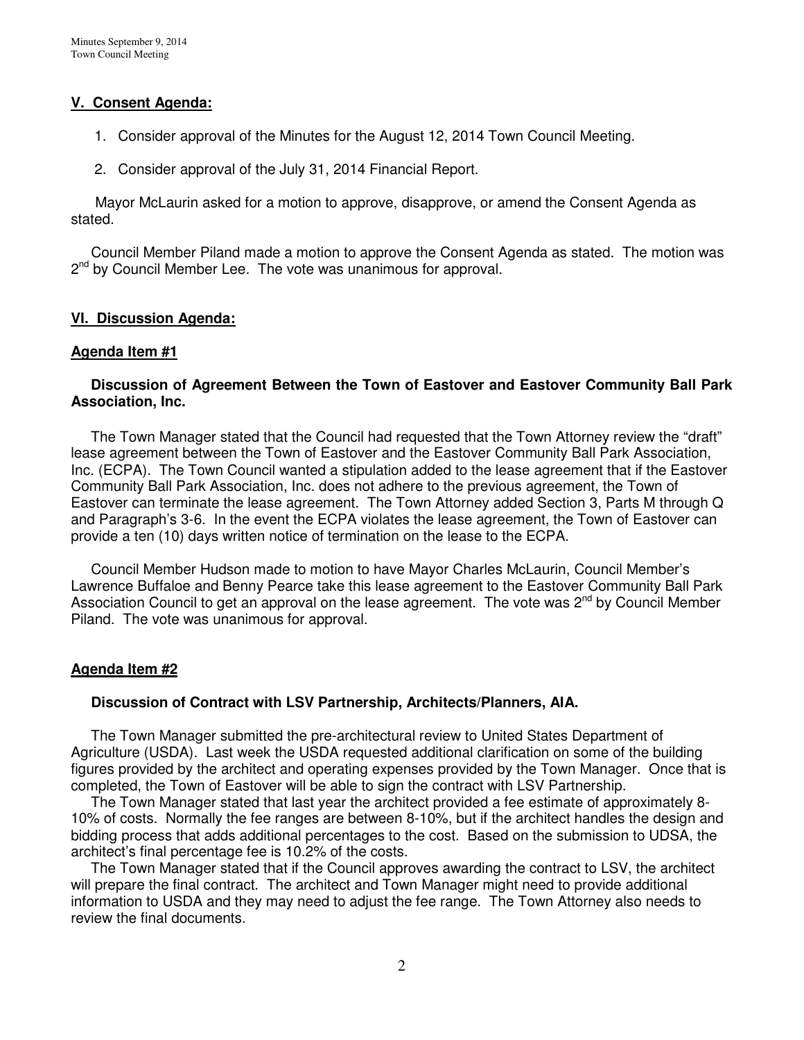## V. Consent Agenda:

1. Consider approval of the Minutes for the August 12, 2014 Town Council Meeting.

2. Consider approval of the July 31, 2014 Financial Report.

Mayor McLaurin asked for a motion to approve, disapprove, or amend the Consent Agenda as stated.

Council Member Piland made a motion to approve the Consent Agenda as stated. The motion was 2nd by Council Member Lee. The vote was unanimous for approval.

## VI. Discussion Agenda:

### Agenda Item #1

**Discussion of Agreement Between the Town of Eastover and Eastover Community Ball Park Association, Inc.**

The Town Manager stated that the Council had requested that the Town Attorney review the "draft" lease agreement between the Town of Eastover and the Eastover Community Ball Park Association, Inc. (ECPA). The Town Council wanted a stipulation added to the lease agreement that if the Eastover Community Ball Park Association, Inc. does not adhere to the previous agreement, the Town of Eastover can terminate the lease agreement. The Town Attorney added Section 3, Parts M through Q and Paragraph's 3-6. In the event the ECPA violates the lease agreement, the Town of Eastover can provide a ten (10) days written notice of termination on the lease to the ECPA.

Council Member Hudson made to motion to have Mayor Charles McLaurin, Council Member's Lawrence Buffaloe and Benny Pearce take this lease agreement to the Eastover Community Ball Park Association Council to get an approval on the lease agreement. The vote was 2nd by Council Member Piland. The vote was unanimous for approval.

### Agenda Item #2

**Discussion of Contract with LSV Partnership, Architects/Planners, AIA.**

The Town Manager submitted the pre-architectural review to United States Department of Agriculture (USDA). Last week the USDA requested additional clarification on some of the building figures provided by the architect and operating expenses provided by the Town Manager. Once that is completed, the Town of Eastover will be able to sign the contract with LSV Partnership.

The Town Manager stated that last year the architect provided a fee estimate of approximately 8-10% of costs. Normally the fee ranges are between 8-10%, but if the architect handles the design and bidding process that adds additional percentages to the cost. Based on the submission to UDSA, the architect's final percentage fee is 10.2% of the costs.

The Town Manager stated that if the Council approves awarding the contract to LSV, the architect will prepare the final contract. The architect and Town Manager might need to provide additional information to USDA and they may need to adjust the fee range. The Town Attorney also needs to review the final documents.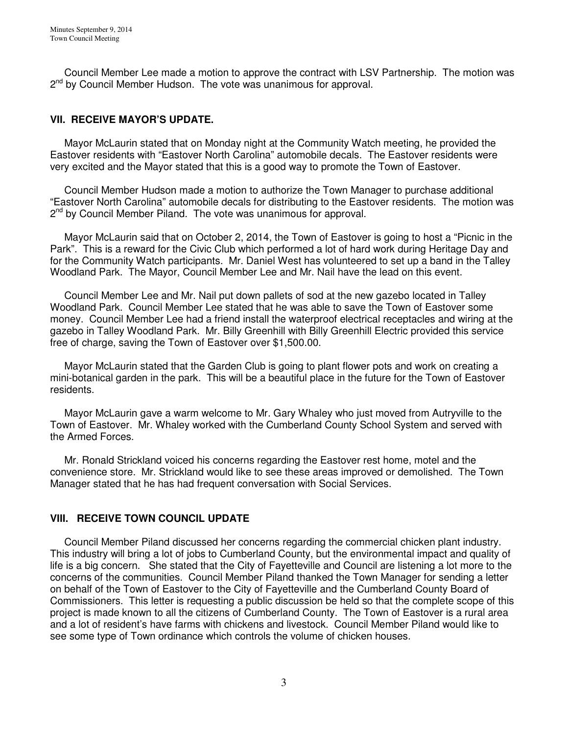Council Member Lee made a motion to approve the contract with LSV Partnership. The motion was 2nd by Council Member Hudson. The vote was unanimous for approval.

## VII. RECEIVE MAYOR'S UPDATE.

Mayor McLaurin stated that on Monday night at the Community Watch meeting, he provided the Eastover residents with "Eastover North Carolina" automobile decals. The Eastover residents were very excited and the Mayor stated that this is a good way to promote the Town of Eastover.

Council Member Hudson made a motion to authorize the Town Manager to purchase additional "Eastover North Carolina" automobile decals for distributing to the Eastover residents. The motion was 2nd by Council Member Piland. The vote was unanimous for approval.

Mayor McLaurin said that on October 2, 2014, the Town of Eastover is going to host a "Picnic in the Park". This is a reward for the Civic Club which performed a lot of hard work during Heritage Day and for the Community Watch participants. Mr. Daniel West has volunteered to set up a band in the Talley Woodland Park. The Mayor, Council Member Lee and Mr. Nail have the lead on this event.

Council Member Lee and Mr. Nail put down pallets of sod at the new gazebo located in Talley Woodland Park. Council Member Lee stated that he was able to save the Town of Eastover some money. Council Member Lee had a friend install the waterproof electrical receptacles and wiring at the gazebo in Talley Woodland Park. Mr. Billy Greenhill with Billy Greenhill Electric provided this service free of charge, saving the Town of Eastover over $1,500.00.

Mayor McLaurin stated that the Garden Club is going to plant flower pots and work on creating a mini-botanical garden in the park. This will be a beautiful place in the future for the Town of Eastover residents.

Mayor McLaurin gave a warm welcome to Mr. Gary Whaley who just moved from Autryville to the Town of Eastover. Mr. Whaley worked with the Cumberland County School System and served with the Armed Forces.

Mr. Ronald Strickland voiced his concerns regarding the Eastover rest home, motel and the convenience store. Mr. Strickland would like to see these areas improved or demolished. The Town Manager stated that he has had frequent conversation with Social Services.

## VIII. RECEIVE TOWN COUNCIL UPDATE

Council Member Piland discussed her concerns regarding the commercial chicken plant industry. This industry will bring a lot of jobs to Cumberland County, but the environmental impact and quality of life is a big concern. She stated that the City of Fayetteville and Council are listening a lot more to the concerns of the communities. Council Member Piland thanked the Town Manager for sending a letter on behalf of the Town of Eastover to the City of Fayetteville and the Cumberland County Board of Commissioners. This letter is requesting a public discussion be held so that the complete scope of this project is made known to all the citizens of Cumberland County. The Town of Eastover is a rural area and a lot of resident's have farms with chickens and livestock. Council Member Piland would like to see some type of Town ordinance which controls the volume of chicken houses.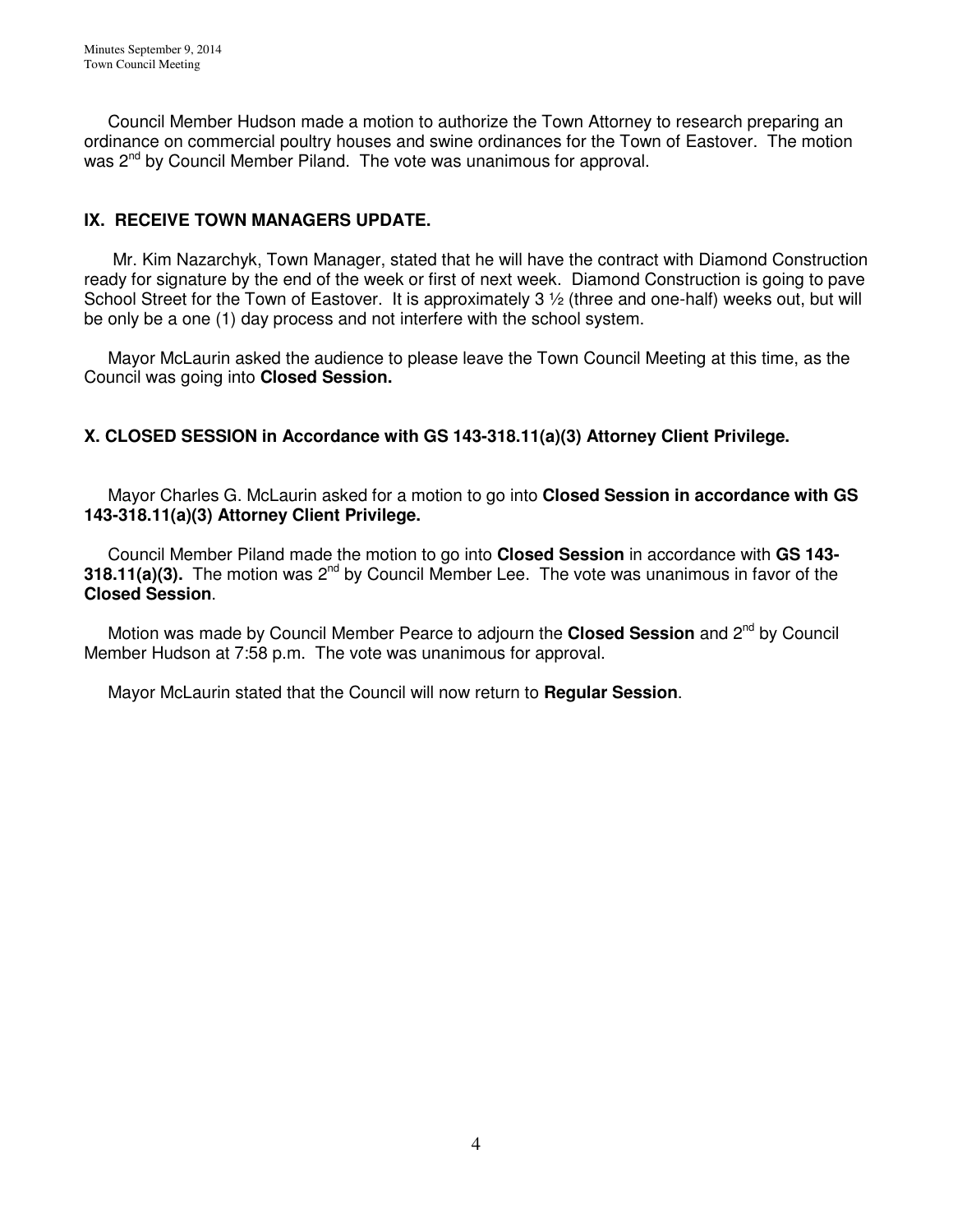Council Member Hudson made a motion to authorize the Town Attorney to research preparing an ordinance on commercial poultry houses and swine ordinances for the Town of Eastover. The motion was 2nd by Council Member Piland. The vote was unanimous for approval.

## IX. RECEIVE TOWN MANAGERS UPDATE.

Mr. Kim Nazarchyk, Town Manager, stated that he will have the contract with Diamond Construction ready for signature by the end of the week or first of next week. Diamond Construction is going to pave School Street for the Town of Eastover. It is approximately 3 ½ (three and one-half) weeks out, but will be only be a one (1) day process and not interfere with the school system.

Mayor McLaurin asked the audience to please leave the Town Council Meeting at this time, as the Council was going into **Closed Session.**

## X. CLOSED SESSION in Accordance with GS 143-318.11(a)(3) Attorney Client Privilege.

Mayor Charles G. McLaurin asked for a motion to go into **Closed Session in accordance with GS 143-318.11(a)(3) Attorney Client Privilege.**

Council Member Piland made the motion to go into **Closed Session** in accordance with **GS 143-318.11(a)(3).** The motion was 2nd by Council Member Lee. The vote was unanimous in favor of the **Closed Session**.

Motion was made by Council Member Pearce to adjourn the **Closed Session** and 2nd by Council Member Hudson at 7:58 p.m. The vote was unanimous for approval.

Mayor McLaurin stated that the Council will now return to **Regular Session**.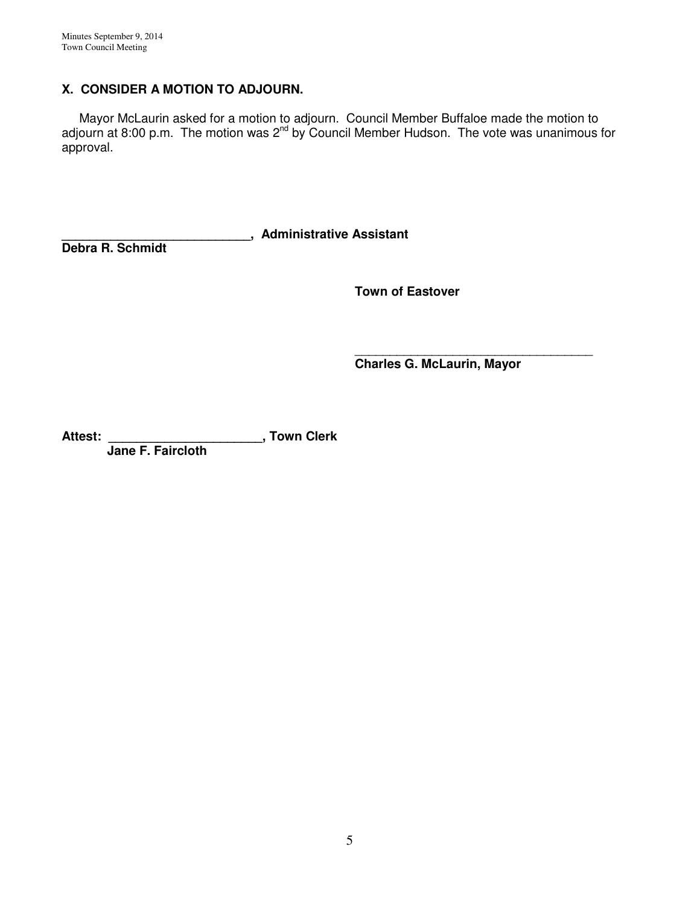### X. CONSIDER A MOTION TO ADJOURN.

Mayor McLaurin asked for a motion to adjourn. Council Member Buffaloe made the motion to adjourn at 8:00 p.m. The motion was 2nd by Council Member Hudson. The vote was unanimous for approval.

**___________________________, Administrative Assistant**
**Debra R. Schmidt**

**Town of Eastover**

___________________________________
**Charles G. McLaurin, Mayor**

**Attest: ______________________, Town Clerk**
**Jane F. Faircloth**